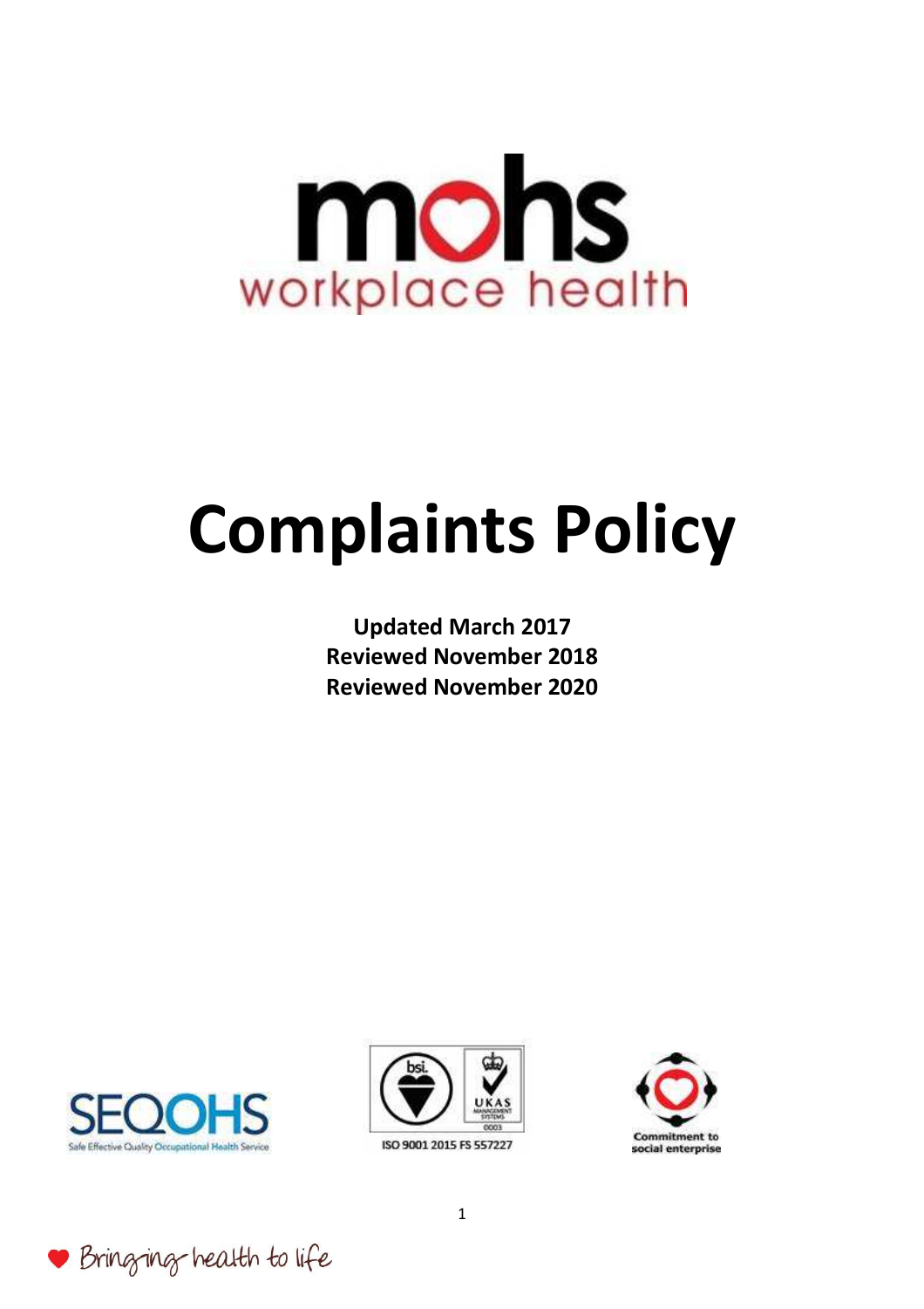mohs
workplace health

# Complaints Policy

**Updated March 2017**
**Reviewed November 2018**
**Reviewed November 2020**

SEQOHS
Safe Effective Quality Occupational Health Service

ISO 9001 2015 FS 557227

Commitment to social enterprise

Bringing health to life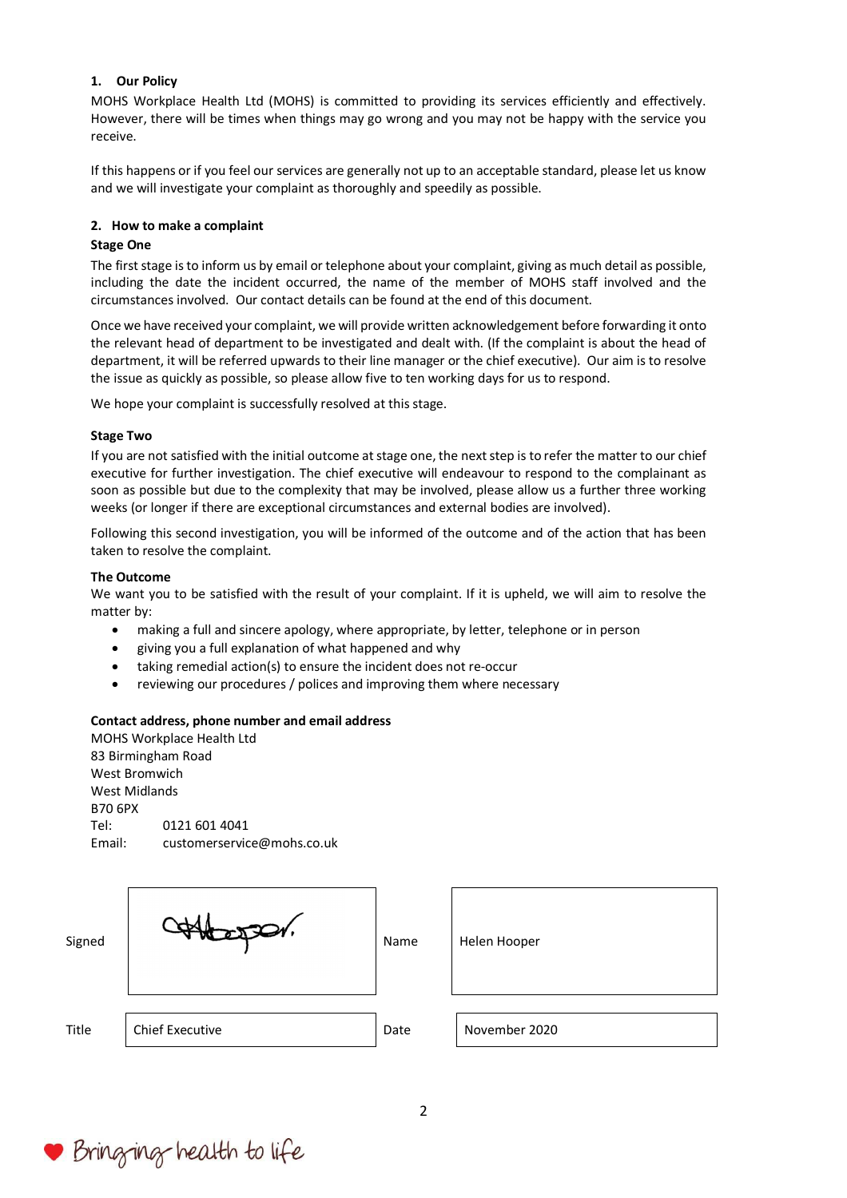## 1. Our Policy

MOHS Workplace Health Ltd (MOHS) is committed to providing its services efficiently and effectively. However, there will be times when things may go wrong and you may not be happy with the service you receive.

If this happens or if you feel our services are generally not up to an acceptable standard, please let us know and we will investigate your complaint as thoroughly and speedily as possible.

## 2. How to make a complaint

### Stage One

The first stage is to inform us by email or telephone about your complaint, giving as much detail as possible, including the date the incident occurred, the name of the member of MOHS staff involved and the circumstances involved. Our contact details can be found at the end of this document.

Once we have received your complaint, we will provide written acknowledgement before forwarding it onto the relevant head of department to be investigated and dealt with. (If the complaint is about the head of department, it will be referred upwards to their line manager or the chief executive). Our aim is to resolve the issue as quickly as possible, so please allow five to ten working days for us to respond.

We hope your complaint is successfully resolved at this stage.

### Stage Two

If you are not satisfied with the initial outcome at stage one, the next step is to refer the matter to our chief executive for further investigation. The chief executive will endeavour to respond to the complainant as soon as possible but due to the complexity that may be involved, please allow us a further three working weeks (or longer if there are exceptional circumstances and external bodies are involved).

Following this second investigation, you will be informed of the outcome and of the action that has been taken to resolve the complaint.

### The Outcome

We want you to be satisfied with the result of your complaint. If it is upheld, we will aim to resolve the matter by:

- making a full and sincere apology, where appropriate, by letter, telephone or in person
- giving you a full explanation of what happened and why
- taking remedial action(s) to ensure the incident does not re-occur
- reviewing our procedures / polices and improving them where necessary

### Contact address, phone number and email address

MOHS Workplace Health Ltd
83 Birmingham Road
West Bromwich
West Midlands
B70 6PX
Tel: 0121 601 4041
Email: customerservice@mohs.co.uk

| | | | |
|---|---|---|---|
| Signed | [signature] | Name | Helen Hooper |
| Title | Chief Executive | Date | November 2020 |

Bringing health to life